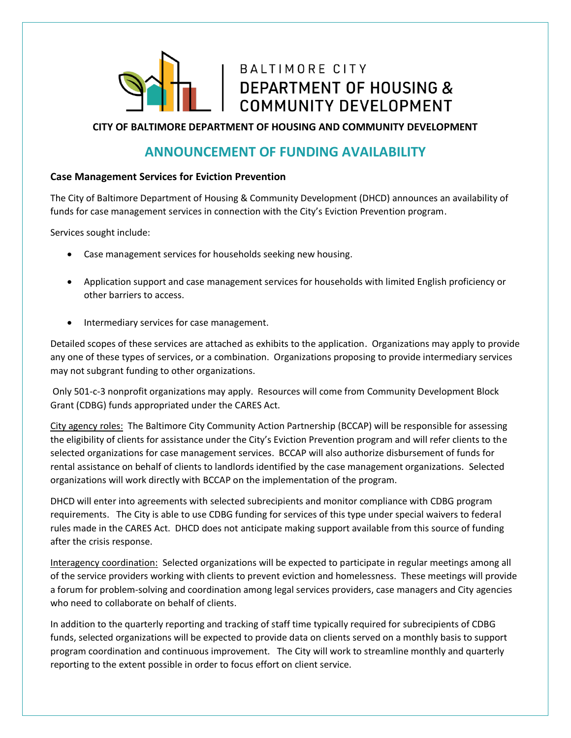BALTIMORE CITY
DEPARTMENT OF HOUSING & COMMUNITY DEVELOPMENT

**CITY OF BALTIMORE DEPARTMENT OF HOUSING AND COMMUNITY DEVELOPMENT**

# ANNOUNCEMENT OF FUNDING AVAILABILITY

**Case Management Services for Eviction Prevention**

The City of Baltimore Department of Housing & Community Development (DHCD) announces an availability of funds for case management services in connection with the City's Eviction Prevention program.

Services sought include:

- Case management services for households seeking new housing.
- Application support and case management services for households with limited English proficiency or other barriers to access.
- Intermediary services for case management.

Detailed scopes of these services are attached as exhibits to the application. Organizations may apply to provide any one of these types of services, or a combination. Organizations proposing to provide intermediary services may not subgrant funding to other organizations.

Only 501-c-3 nonprofit organizations may apply. Resources will come from Community Development Block Grant (CDBG) funds appropriated under the CARES Act.

City agency roles: The Baltimore City Community Action Partnership (BCCAP) will be responsible for assessing the eligibility of clients for assistance under the City's Eviction Prevention program and will refer clients to the selected organizations for case management services. BCCAP will also authorize disbursement of funds for rental assistance on behalf of clients to landlords identified by the case management organizations. Selected organizations will work directly with BCCAP on the implementation of the program.

DHCD will enter into agreements with selected subrecipients and monitor compliance with CDBG program requirements. The City is able to use CDBG funding for services of this type under special waivers to federal rules made in the CARES Act. DHCD does not anticipate making support available from this source of funding after the crisis response.

Interagency coordination: Selected organizations will be expected to participate in regular meetings among all of the service providers working with clients to prevent eviction and homelessness. These meetings will provide a forum for problem-solving and coordination among legal services providers, case managers and City agencies who need to collaborate on behalf of clients.

In addition to the quarterly reporting and tracking of staff time typically required for subrecipients of CDBG funds, selected organizations will be expected to provide data on clients served on a monthly basis to support program coordination and continuous improvement. The City will work to streamline monthly and quarterly reporting to the extent possible in order to focus effort on client service.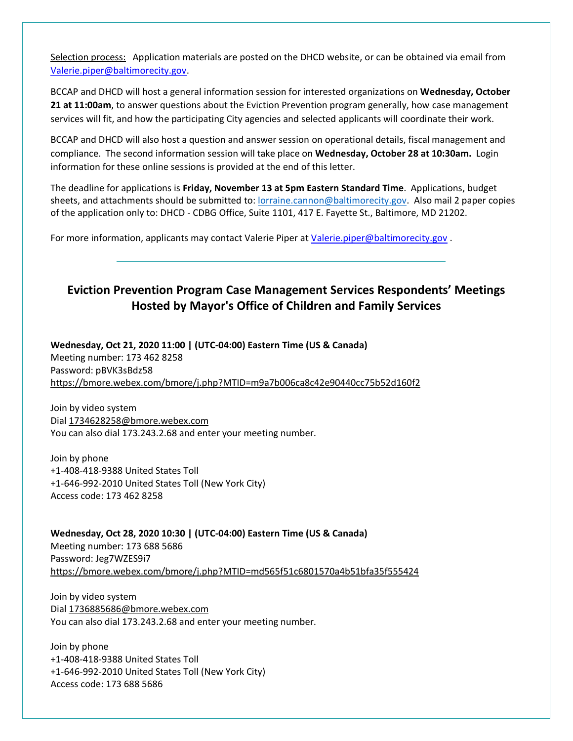Selection process: Application materials are posted on the DHCD website, or can be obtained via email from Valerie.piper@baltimorecity.gov.

BCCAP and DHCD will host a general information session for interested organizations on **Wednesday, October 21 at 11:00am**, to answer questions about the Eviction Prevention program generally, how case management services will fit, and how the participating City agencies and selected applicants will coordinate their work.

BCCAP and DHCD will also host a question and answer session on operational details, fiscal management and compliance. The second information session will take place on **Wednesday, October 28 at 10:30am.** Login information for these online sessions is provided at the end of this letter.

The deadline for applications is **Friday, November 13 at 5pm Eastern Standard Time**. Applications, budget sheets, and attachments should be submitted to: lorraine.cannon@baltimorecity.gov. Also mail 2 paper copies of the application only to: DHCD - CDBG Office, Suite 1101, 417 E. Fayette St., Baltimore, MD 21202.

For more information, applicants may contact Valerie Piper at Valerie.piper@baltimorecity.gov .

---

## Eviction Prevention Program Case Management Services Respondents' Meetings Hosted by Mayor's Office of Children and Family Services

**Wednesday, Oct 21, 2020 11:00 | (UTC-04:00) Eastern Time (US & Canada)**
Meeting number: 173 462 8258
Password: pBVK3sBdz58
https://bmore.webex.com/bmore/j.php?MTID=m9a7b006ca8c42e90440cc75b52d160f2

Join by video system
Dial 1734628258@bmore.webex.com
You can also dial 173.243.2.68 and enter your meeting number.

Join by phone
+1-408-418-9388 United States Toll
+1-646-992-2010 United States Toll (New York City)
Access code: 173 462 8258

**Wednesday, Oct 28, 2020 10:30 | (UTC-04:00) Eastern Time (US & Canada)**
Meeting number: 173 688 5686
Password: Jeg7WZES9i7
https://bmore.webex.com/bmore/j.php?MTID=md565f51c6801570a4b51bfa35f555424

Join by video system
Dial 1736885686@bmore.webex.com
You can also dial 173.243.2.68 and enter your meeting number.

Join by phone
+1-408-418-9388 United States Toll
+1-646-992-2010 United States Toll (New York City)
Access code: 173 688 5686